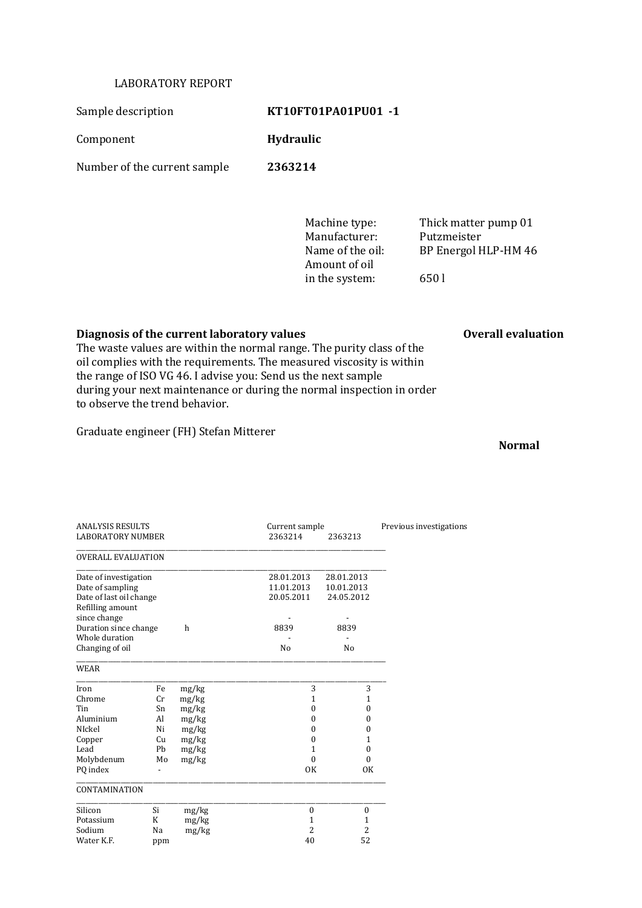LABORATORY REPORT

| | |
|---|---|
| Sample description | **KT10FT01PA01PU01 -1** |
| Component | **Hydraulic** |
| Number of the current sample | **2363214** |

| | |
|---|---|
| Machine type: | Thick matter pump 01 |
| Manufacturer: | Putzmeister |
| Name of the oil: | BP Energol HLP-HM 46 |
| Amount of oil in the system: | 650 l |

**Diagnosis of the current laboratory values** **Overall evaluation**

The waste values are within the normal range. The purity class of the oil complies with the requirements. The measured viscosity is within the range of ISO VG 46. I advise you: Send us the next sample during your next maintenance or during the normal inspection in order to observe the trend behavior.

Graduate engineer (FH) Stefan Mitterer

**Normal**

| ANALYSIS RESULTS<br>LABORATORY NUMBER | | | Current sample<br>2363214 | 2363213 | Previous investigations |
|---|---|---|---|---|---|
| OVERALL EVALUATION | | | | | |
| Date of investigation | | | 28.01.2013 | 28.01.2013 | |
| Date of sampling | | | 11.01.2013 | 10.01.2013 | |
| Date of last oil change | | | 20.05.2011 | 24.05.2012 | |
| Refilling amount since change | | | - | - | |
| Duration since change | | h | 8839 | 8839 | |
| Whole duration | | | - | - | |
| Changing of oil | | | No | No | |
| WEAR | | | | | |
| Iron | Fe | mg/kg | 3 | 3 | |
| Chrome | Cr | mg/kg | 1 | 1 | |
| Tin | Sn | mg/kg | 0 | 0 | |
| Aluminium | Al | mg/kg | 0 | 0 | |
| NIckel | Ni | mg/kg | 0 | 0 | |
| Copper | Cu | mg/kg | 0 | 1 | |
| Lead | Pb | mg/kg | 1 | 0 | |
| Molybdenum | Mo | mg/kg | 0 | 0 | |
| PQ index | - | | OK | OK | |
| CONTAMINATION | | | | | |
| Silicon | Si | mg/kg | 0 | 0 | |
| Potassium | K | mg/kg | 1 | 1 | |
| Sodium | Na | mg/kg | 2 | 2 | |
| Water K.F. | ppm | | 40 | 52 | |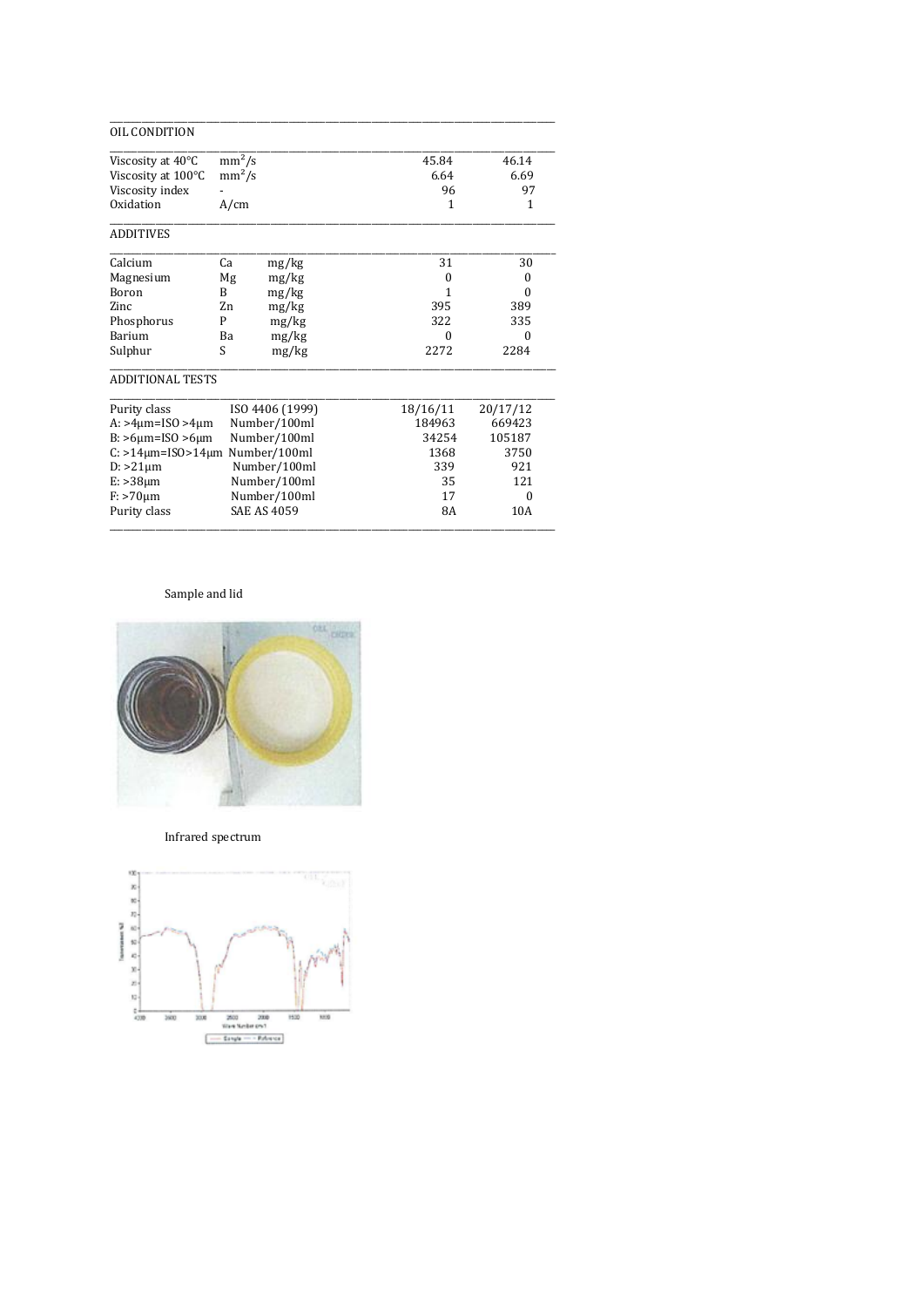## OIL CONDITION

| | | | |
|---|---|---|---|
| Viscosity at 40°C | $mm^2/s$ | 45.84 | 46.14 |
| Viscosity at 100°C | $mm^2/s$ | 6.64 | 6.69 |
| Viscosity index | - | 96 | 97 |
| Oxidation | A/cm | 1 | 1 |

## ADDITIVES

| | | | | |
|---|---|---|---|---|
| Calcium | Ca | mg/kg | 31 | 30 |
| Magnesium | Mg | mg/kg | 0 | 0 |
| Boron | B | mg/kg | 1 | 0 |
| Zinc | Zn | mg/kg | 395 | 389 |
| Phosphorus | P | mg/kg | 322 | 335 |
| Barium | Ba | mg/kg | 0 | 0 |
| Sulphur | S | mg/kg | 2272 | 2284 |

## ADDITIONAL TESTS

| | | | |
|---|---|---|---|
| Purity class | ISO 4406 (1999) | 18/16/11 | 20/17/12 |
| A: >4µm=ISO >4µm | Number/100ml | 184963 | 669423 |
| B: >6µm=ISO >6µm | Number/100ml | 34254 | 105187 |
| C: >14µm=ISO>14µm | Number/100ml | 1368 | 3750 |
| D: >21µm | Number/100ml | 339 | 921 |
| E: >38µm | Number/100ml | 35 | 121 |
| F: >70µm | Number/100ml | 17 | 0 |
| Purity class | SAE AS 4059 | 8A | 10A |

Sample and lid

Infrared spectrum